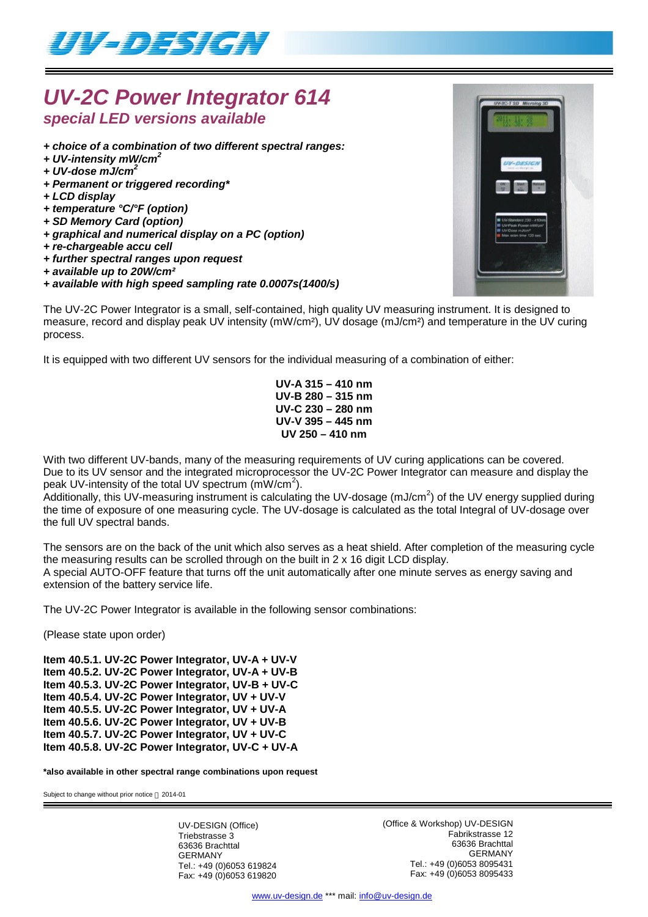# UV-2C Power Integrator 614

## *special LED versions available*

- ***+ choice of a combination of two different spectral ranges:***
- ***+ UV-intensity mW/cm$^2$***
- ***+ UV-dose mJ/cm$^2$***
- ***+ Permanent or triggered recording****
- ***+ LCD display***
- ***+ temperature °C/°F (option)***
- ***+ SD Memory Card (option)***
- ***+ graphical and numerical display on a PC (option)***
- ***+ re-chargeable accu cell***
- ***+ further spectral ranges upon request***
- ***+ available up to 20W/cm²***
- ***+ available with high speed sampling rate 0.0007s(1400/s)***

The UV-2C Power Integrator is a small, self-contained, high quality UV measuring instrument. It is designed to measure, record and display peak UV intensity (mW/cm²), UV dosage (mJ/cm²) and temperature in the UV curing process.

It is equipped with two different UV sensors for the individual measuring of a combination of either:

**UV-A 315 – 410 nm**
**UV-B 280 – 315 nm**
**UV-C 230 – 280 nm**
**UV-V 395 – 445 nm**
**UV 250 – 410 nm**

With two different UV-bands, many of the measuring requirements of UV curing applications can be covered. Due to its UV sensor and the integrated microprocessor the UV-2C Power Integrator can measure and display the peak UV-intensity of the total UV spectrum (mW/cm$^2$).
Additionally, this UV-measuring instrument is calculating the UV-dosage (mJ/cm$^2$) of the UV energy supplied during the time of exposure of one measuring cycle. The UV-dosage is calculated as the total Integral of UV-dosage over the full UV spectral bands.

The sensors are on the back of the unit which also serves as a heat shield. After completion of the measuring cycle the measuring results can be scrolled through on the built in 2 x 16 digit LCD display.
A special AUTO-OFF feature that turns off the unit automatically after one minute serves as energy saving and extension of the battery service life.

The UV-2C Power Integrator is available in the following sensor combinations:

(Please state upon order)

**Item 40.5.1. UV-2C Power Integrator, UV-A + UV-V**
**Item 40.5.2. UV-2C Power Integrator, UV-A + UV-B**
**Item 40.5.3. UV-2C Power Integrator, UV-B + UV-C**
**Item 40.5.4. UV-2C Power Integrator, UV + UV-V**
**Item 40.5.5. UV-2C Power Integrator, UV + UV-A**
**Item 40.5.6. UV-2C Power Integrator, UV + UV-B**
**Item 40.5.7. UV-2C Power Integrator, UV + UV-C**
**Item 40.5.8. UV-2C Power Integrator, UV-C + UV-A**

***also available in other spectral range combinations upon request**

Subject to change without prior notice 2014-01

UV-DESIGN (Office)
Triebstrasse 3
63636 Brachttal
GERMANY
Tel.: +49 (0)6053 619824
Fax: +49 (0)6053 619820

(Office & Workshop) UV-DESIGN
Fabrikstrasse 12
63636 Brachttal
GERMANY
Tel.: +49 (0)6053 8095431
Fax: +49 (0)6053 8095433

www.uv-design.de *** mail: info@uv-design.de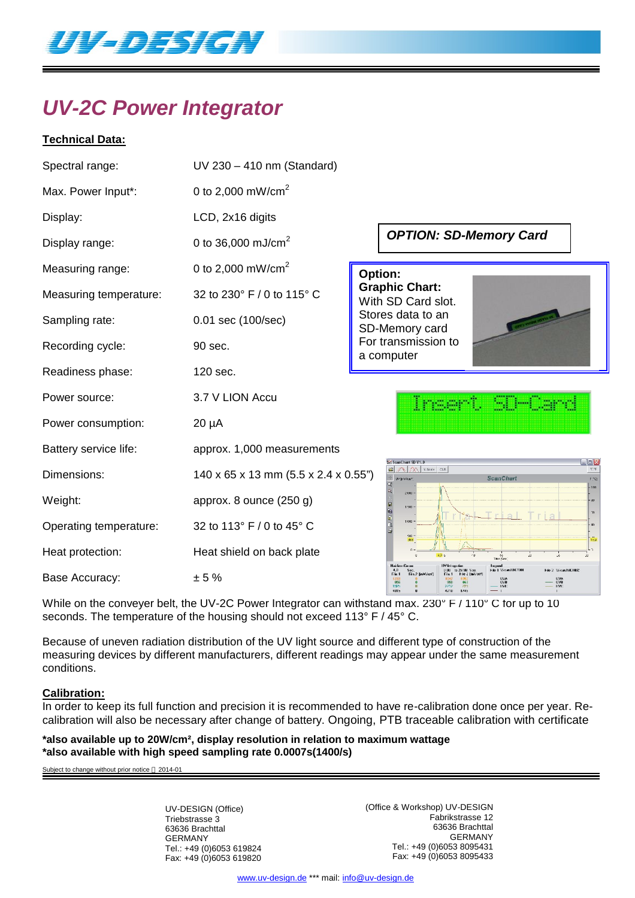# UV-2C Power Integrator

**Technical Data:**

| | |
|---|---|
| Spectral range: | UV 230 – 410 nm (Standard) |
| Max. Power Input*: | 0 to 2,000 mW/cm$^2$ |
| Display: | LCD, 2x16 digits |
| Display range: | 0 to 36,000 mJ/cm$^2$ |
| Measuring range: | 0 to 2,000 mW/cm$^2$ |
| Measuring temperature: | 32 to 230° F / 0 to 115° C |
| Sampling rate: | 0.01 sec (100/sec) |
| Recording cycle: | 90 sec. |
| Readiness phase: | 120 sec. |
| Power source: | 3.7 V LION Accu |
| Power consumption: | 20 µA |
| Battery service life: | approx. 1,000 measurements |
| Dimensions: | 140 x 65 x 13 mm (5.5 x 2.4 x 0.55") |
| Weight: | approx. 8 ounce (250 g) |
| Operating temperature: | 32 to 113° F / 0 to 45° C |
| Heat protection: | Heat shield on back plate |
| Base Accuracy: | ± 5 % |

***OPTION: SD-Memory Card***

**Option:**
**Graphic Chart:**
With SD Card slot. Stores data to an SD-Memory card For transmission to a computer

While on the conveyer belt, the UV-2C Power Integrator can withstand max. 230° F / 110° C for up to 10 seconds. The temperature of the housing should not exceed 113° F / 45° C.

Because of uneven radiation distribution of the UV light source and different type of construction of the measuring devices by different manufacturers, different readings may appear under the same measurement conditions.

**Calibration:**
In order to keep its full function and precision it is recommended to have re-calibration done once per year. Re-calibration will also be necessary after change of battery. Ongoing, PTB traceable calibration with certificate

**\*also available up to 20W/cm², display resolution in relation to maximum wattage**
**\*also available with high speed sampling rate 0.0007s(1400/s)**

Subject to change without prior notice 2014-01

UV-DESIGN (Office)
Triebstrasse 3
63636 Brachttal
GERMANY
Tel.: +49 (0)6053 619824
Fax: +49 (0)6053 619820

(Office & Workshop) UV-DESIGN
Fabrikstrasse 12
63636 Brachttal
GERMANY
Tel.: +49 (0)6053 8095431
Fax: +49 (0)6053 8095433

www.uv-design.de *** mail: info@uv-design.de